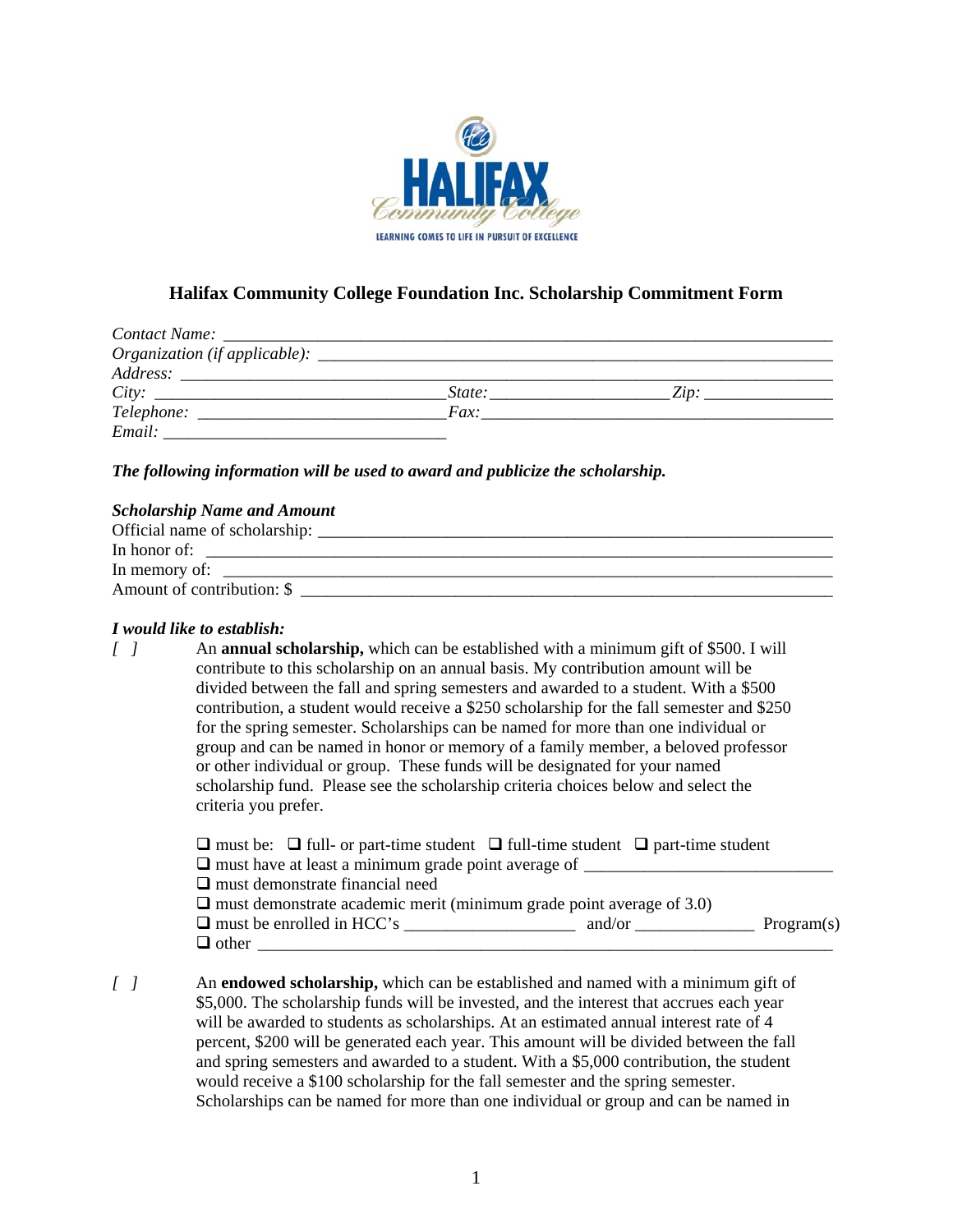HALIFAX Community College

LEARNING COMES TO LIFE IN PURSUIT OF EXCELLENCE

## Halifax Community College Foundation Inc. Scholarship Commitment Form

*Contact Name:* ___________________________________________________________________

*Organization (if applicable):* _______________________________________________________

*Address:* _______________________________________________________________________

*City:* ________________________________ *State:* ____________________ *Zip:* _______________

*Telephone:* ____________________________ *Fax:* __________________________________________

*Email:* _________________________________

***The following information will be used to award and publicize the scholarship.***

***Scholarship Name and Amount***

Official name of scholarship: ______________________________________________________________

In honor of: _______________________________________________________________________

In memory of: ______________________________________________________________________

Amount of contribution: $ _________________________________________________________________

***I would like to establish:***

*[ ]* An **annual scholarship,** which can be established with a minimum gift of $500. I will contribute to this scholarship on an annual basis. My contribution amount will be divided between the fall and spring semesters and awarded to a student. With a $500 contribution, a student would receive a $250 scholarship for the fall semester and $250 for the spring semester. Scholarships can be named for more than one individual or group and can be named in honor or memory of a family member, a beloved professor or other individual or group. These funds will be designated for your named scholarship fund. Please see the scholarship criteria choices below and select the criteria you prefer.

- ❑ must be: ❑ full- or part-time student ❑ full-time student ❑ part-time student
- ❑ must have at least a minimum grade point average of ____________________________
- ❑ must demonstrate financial need
- ❑ must demonstrate academic merit (minimum grade point average of 3.0)
- ❑ must be enrolled in HCC's ___________________ and/or _____________ Program(s)
- ❑ other ______________________________________________________________________

*[ ]* An **endowed scholarship,** which can be established and named with a minimum gift of $5,000. The scholarship funds will be invested, and the interest that accrues each year will be awarded to students as scholarships. At an estimated annual interest rate of 4 percent, $200 will be generated each year. This amount will be divided between the fall and spring semesters and awarded to a student. With a $5,000 contribution, the student would receive a $100 scholarship for the fall semester and the spring semester. Scholarships can be named for more than one individual or group and can be named in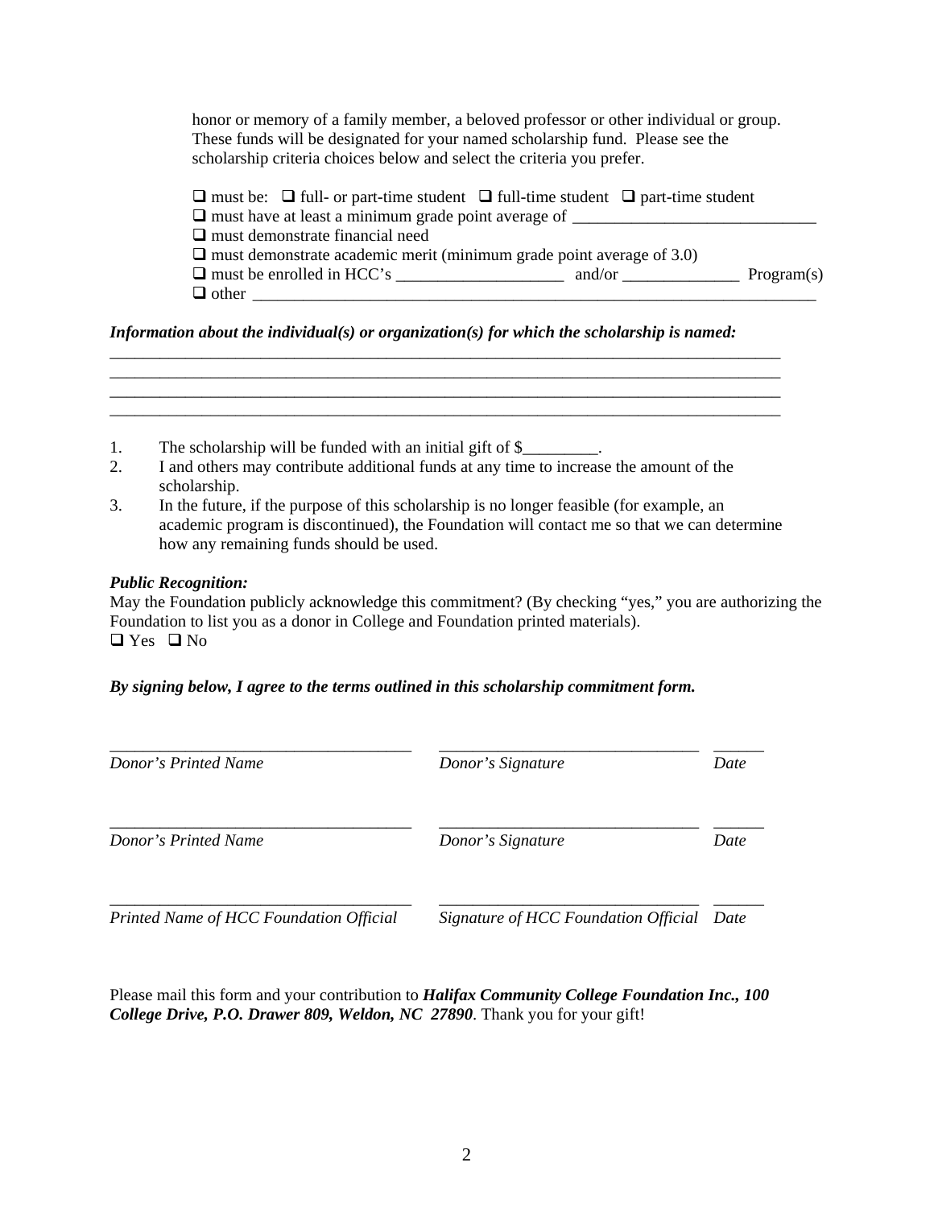honor or memory of a family member, a beloved professor or other individual or group. These funds will be designated for your named scholarship fund. Please see the scholarship criteria choices below and select the criteria you prefer.

❑ must be: ❑ full- or part-time student ❑ full-time student ❑ part-time student
❑ must have at least a minimum grade point average of ______________________________
❑ must demonstrate financial need
❑ must demonstrate academic merit (minimum grade point average of 3.0)
❑ must be enrolled in HCC's ____________________ and/or ______________ Program(s)
❑ other ______________________________________________________________________

***Information about the individual(s) or organization(s) for which the scholarship is named:***

_____________________________________________________________________________________
_____________________________________________________________________________________
_____________________________________________________________________________________
_____________________________________________________________________________________

1. The scholarship will be funded with an initial gift of $_________.
2. I and others may contribute additional funds at any time to increase the amount of the scholarship.
3. In the future, if the purpose of this scholarship is no longer feasible (for example, an academic program is discontinued), the Foundation will contact me so that we can determine how any remaining funds should be used.

***Public Recognition:***
May the Foundation publicly acknowledge this commitment? (By checking "yes," you are authorizing the Foundation to list you as a donor in College and Foundation printed materials).
❑ Yes ❑ No

***By signing below, I agree to the terms outlined in this scholarship commitment form.***

_____________________________________ _______________________________ ______
*Donor's Printed Name* *Donor's Signature* *Date*

_____________________________________ _______________________________ ______
*Donor's Printed Name* *Donor's Signature* *Date*

_____________________________________ _______________________________ ______
*Printed Name of HCC Foundation Official* *Signature of HCC Foundation Official* *Date*

Please mail this form and your contribution to ***Halifax Community College Foundation Inc., 100 College Drive, P.O. Drawer 809, Weldon, NC 27890***. Thank you for your gift!